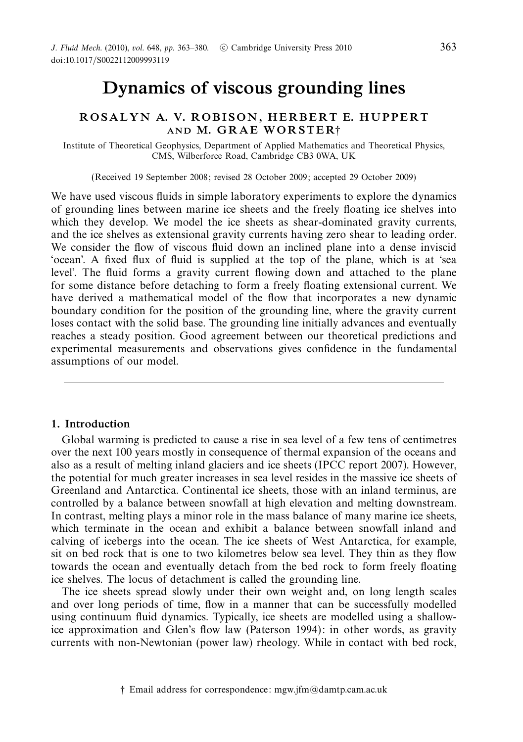# Dynamics of viscous grounding lines

**ROSALYN A. V. ROBISON, HERBERT E. HUPPERT AND M. GRAE WORSTER†**

Institute of Theoretical Geophysics, Department of Applied Mathematics and Theoretical Physics, CMS, Wilberforce Road, Cambridge CB3 0WA, UK

(Received 19 September 2008; revised 28 October 2009; accepted 29 October 2009)

We have used viscous fluids in simple laboratory experiments to explore the dynamics of grounding lines between marine ice sheets and the freely floating ice shelves into which they develop. We model the ice sheets as shear-dominated gravity currents, and the ice shelves as extensional gravity currents having zero shear to leading order. We consider the flow of viscous fluid down an inclined plane into a dense inviscid 'ocean'. A fixed flux of fluid is supplied at the top of the plane, which is at 'sea level'. The fluid forms a gravity current flowing down and attached to the plane for some distance before detaching to form a freely floating extensional current. We have derived a mathematical model of the flow that incorporates a new dynamic boundary condition for the position of the grounding line, where the gravity current loses contact with the solid base. The grounding line initially advances and eventually reaches a steady position. Good agreement between our theoretical predictions and experimental measurements and observations gives confidence in the fundamental assumptions of our model.

## 1. Introduction

Global warming is predicted to cause a rise in sea level of a few tens of centimetres over the next 100 years mostly in consequence of thermal expansion of the oceans and also as a result of melting inland glaciers and ice sheets (IPCC report 2007). However, the potential for much greater increases in sea level resides in the massive ice sheets of Greenland and Antarctica. Continental ice sheets, those with an inland terminus, are controlled by a balance between snowfall at high elevation and melting downstream. In contrast, melting plays a minor role in the mass balance of many marine ice sheets, which terminate in the ocean and exhibit a balance between snowfall inland and calving of icebergs into the ocean. The ice sheets of West Antarctica, for example, sit on bed rock that is one to two kilometres below sea level. They thin as they flow towards the ocean and eventually detach from the bed rock to form freely floating ice shelves. The locus of detachment is called the grounding line.

The ice sheets spread slowly under their own weight and, on long length scales and over long periods of time, flow in a manner that can be successfully modelled using continuum fluid dynamics. Typically, ice sheets are modelled using a shallow-ice approximation and Glen's flow law (Paterson 1994): in other words, as gravity currents with non-Newtonian (power law) rheology. While in contact with bed rock,

† Email address for correspondence: mgw.jfm@damtp.cam.ac.uk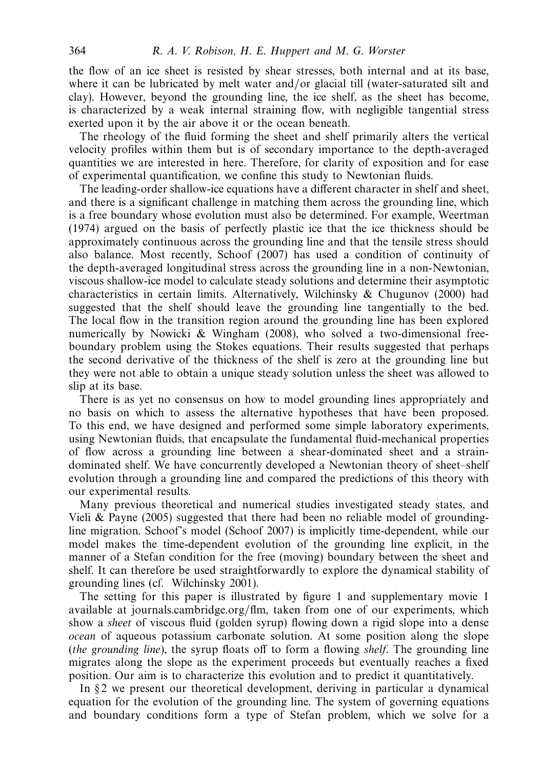the flow of an ice sheet is resisted by shear stresses, both internal and at its base, where it can be lubricated by melt water and/or glacial till (water-saturated silt and clay). However, beyond the grounding line, the ice shelf, as the sheet has become, is characterized by a weak internal straining flow, with negligible tangential stress exerted upon it by the air above it or the ocean beneath.

The rheology of the fluid forming the sheet and shelf primarily alters the vertical velocity profiles within them but is of secondary importance to the depth-averaged quantities we are interested in here. Therefore, for clarity of exposition and for ease of experimental quantification, we confine this study to Newtonian fluids.

The leading-order shallow-ice equations have a different character in shelf and sheet, and there is a significant challenge in matching them across the grounding line, which is a free boundary whose evolution must also be determined. For example, Weertman (1974) argued on the basis of perfectly plastic ice that the ice thickness should be approximately continuous across the grounding line and that the tensile stress should also balance. Most recently, Schoof (2007) has used a condition of continuity of the depth-averaged longitudinal stress across the grounding line in a non-Newtonian, viscous shallow-ice model to calculate steady solutions and determine their asymptotic characteristics in certain limits. Alternatively, Wilchinsky & Chugunov (2000) had suggested that the shelf should leave the grounding line tangentially to the bed. The local flow in the transition region around the grounding line has been explored numerically by Nowicki & Wingham (2008), who solved a two-dimensional free-boundary problem using the Stokes equations. Their results suggested that perhaps the second derivative of the thickness of the shelf is zero at the grounding line but they were not able to obtain a unique steady solution unless the sheet was allowed to slip at its base.

There is as yet no consensus on how to model grounding lines appropriately and no basis on which to assess the alternative hypotheses that have been proposed. To this end, we have designed and performed some simple laboratory experiments, using Newtonian fluids, that encapsulate the fundamental fluid-mechanical properties of flow across a grounding line between a shear-dominated sheet and a strain-dominated shelf. We have concurrently developed a Newtonian theory of sheet–shelf evolution through a grounding line and compared the predictions of this theory with our experimental results.

Many previous theoretical and numerical studies investigated steady states, and Vieli & Payne (2005) suggested that there had been no reliable model of grounding-line migration. Schoof's model (Schoof 2007) is implicitly time-dependent, while our model makes the time-dependent evolution of the grounding line explicit, in the manner of a Stefan condition for the free (moving) boundary between the sheet and shelf. It can therefore be used straightforwardly to explore the dynamical stability of grounding lines (cf. Wilchinsky 2001).

The setting for this paper is illustrated by figure 1 and supplementary movie 1 available at journals.cambridge.org/flm, taken from one of our experiments, which show a *sheet* of viscous fluid (golden syrup) flowing down a rigid slope into a dense *ocean* of aqueous potassium carbonate solution. At some position along the slope (*the grounding line*), the syrup floats off to form a flowing *shelf*. The grounding line migrates along the slope as the experiment proceeds but eventually reaches a fixed position. Our aim is to characterize this evolution and to predict it quantitatively.

In §2 we present our theoretical development, deriving in particular a dynamical equation for the evolution of the grounding line. The system of governing equations and boundary conditions form a type of Stefan problem, which we solve for a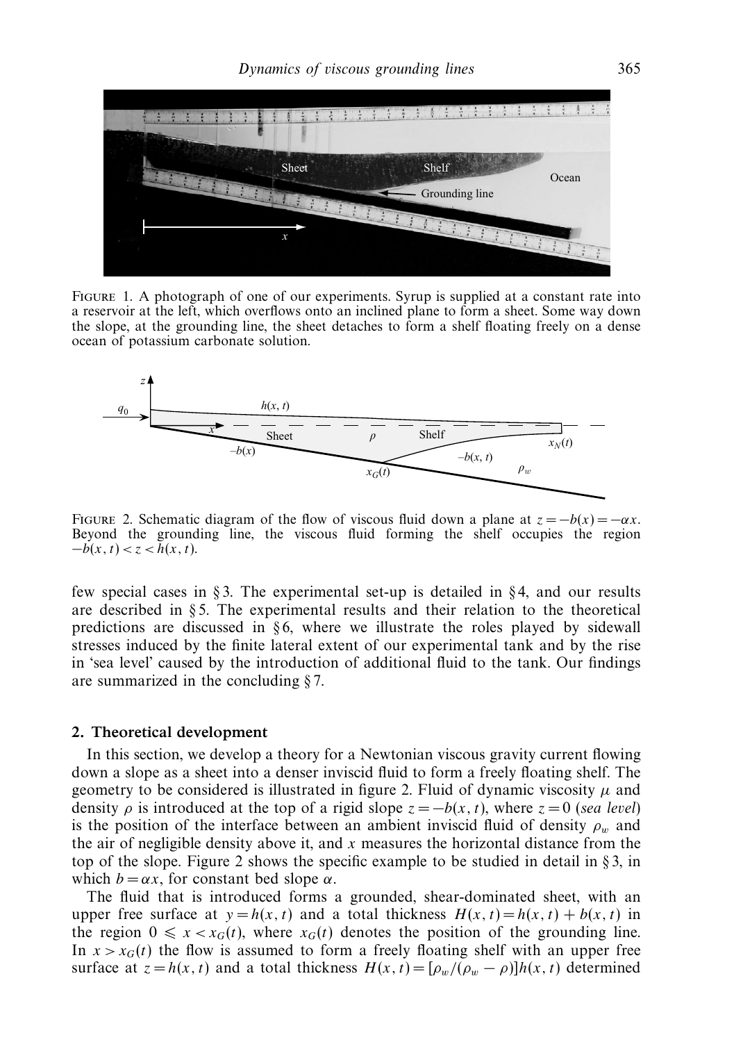FIGURE 1. A photograph of one of our experiments. Syrup is supplied at a constant rate into a reservoir at the left, which overflows onto an inclined plane to form a sheet. Some way down the slope, at the grounding line, the sheet detaches to form a shelf floating freely on a dense ocean of potassium carbonate solution.

FIGURE 2. Schematic diagram of the flow of viscous fluid down a plane at $z = -b(x) = -\alpha x$. Beyond the grounding line, the viscous fluid forming the shelf occupies the region $-b(x, t) < z < h(x, t)$.

few special cases in § 3. The experimental set-up is detailed in § 4, and our results are described in § 5. The experimental results and their relation to the theoretical predictions are discussed in § 6, where we illustrate the roles played by sidewall stresses induced by the finite lateral extent of our experimental tank and by the rise in 'sea level' caused by the introduction of additional fluid to the tank. Our findings are summarized in the concluding § 7.

## 2. Theoretical development

In this section, we develop a theory for a Newtonian viscous gravity current flowing down a slope as a sheet into a denser inviscid fluid to form a freely floating shelf. The geometry to be considered is illustrated in figure 2. Fluid of dynamic viscosity $\mu$ and density $\rho$ is introduced at the top of a rigid slope $z = -b(x, t)$, where $z = 0$ (*sea level*) is the position of the interface between an ambient inviscid fluid of density $\rho_w$ and the air of negligible density above it, and $x$ measures the horizontal distance from the top of the slope. Figure 2 shows the specific example to be studied in detail in § 3, in which $b = \alpha x$, for constant bed slope $\alpha$.

The fluid that is introduced forms a grounded, shear-dominated sheet, with an upper free surface at $y = h(x, t)$ and a total thickness $H(x, t) = h(x, t) + b(x, t)$ in the region $0 \leqslant x < x_G(t)$, where $x_G(t)$ denotes the position of the grounding line. In $x > x_G(t)$ the flow is assumed to form a freely floating shelf with an upper free surface at $z = h(x, t)$ and a total thickness $H(x, t) = [\rho_w/(\rho_w - \rho)]h(x, t)$ determined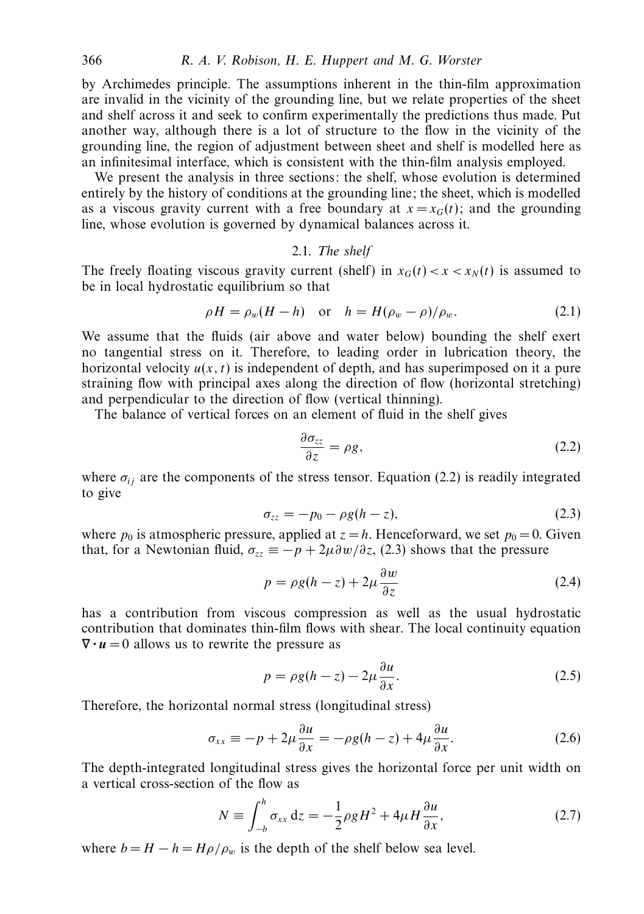by Archimedes principle. The assumptions inherent in the thin-film approximation are invalid in the vicinity of the grounding line, but we relate properties of the sheet and shelf across it and seek to confirm experimentally the predictions thus made. Put another way, although there is a lot of structure to the flow in the vicinity of the grounding line, the region of adjustment between sheet and shelf is modelled here as an infinitesimal interface, which is consistent with the thin-film analysis employed.

We present the analysis in three sections: the shelf, whose evolution is determined entirely by the history of conditions at the grounding line; the sheet, which is modelled as a viscous gravity current with a free boundary at $x = x_G(t)$; and the grounding line, whose evolution is governed by dynamical balances across it.

### 2.1. *The shelf*

The freely floating viscous gravity current (shelf) in $x_G(t) < x < x_N(t)$ is assumed to be in local hydrostatic equilibrium so that

$$\rho H = \rho_w(H - h) \quad \text{or} \quad h = H(\rho_w - \rho)/\rho_w. \tag{2.1}$$

We assume that the fluids (air above and water below) bounding the shelf exert no tangential stress on it. Therefore, to leading order in lubrication theory, the horizontal velocity $u(x, t)$ is independent of depth, and has superimposed on it a pure straining flow with principal axes along the direction of flow (horizontal stretching) and perpendicular to the direction of flow (vertical thinning).

The balance of vertical forces on an element of fluid in the shelf gives

$$\frac{\partial \sigma_{zz}}{\partial z} = \rho g, \tag{2.2}$$

where $\sigma_{ij}$ are the components of the stress tensor. Equation (2.2) is readily integrated to give

$$\sigma_{zz} = -p_0 - \rho g(h - z), \tag{2.3}$$

where $p_0$ is atmospheric pressure, applied at $z = h$. Henceforward, we set $p_0 = 0$. Given that, for a Newtonian fluid, $\sigma_{zz} \equiv -p + 2\mu \partial w/\partial z$, (2.3) shows that the pressure

$$p = \rho g(h - z) + 2\mu \frac{\partial w}{\partial z} \tag{2.4}$$

has a contribution from viscous compression as well as the usual hydrostatic contribution that dominates thin-film flows with shear. The local continuity equation $\nabla \cdot \boldsymbol{u} = 0$ allows us to rewrite the pressure as

$$p = \rho g(h - z) - 2\mu \frac{\partial u}{\partial x}. \tag{2.5}$$

Therefore, the horizontal normal stress (longitudinal stress)

$$\sigma_{xx} \equiv -p + 2\mu \frac{\partial u}{\partial x} = -\rho g(h - z) + 4\mu \frac{\partial u}{\partial x}. \tag{2.6}$$

The depth-integrated longitudinal stress gives the horizontal force per unit width on a vertical cross-section of the flow as

$$N \equiv \int_{-b}^{h} \sigma_{xx} \, \mathrm{d}z = -\frac{1}{2}\rho g H^2 + 4\mu H \frac{\partial u}{\partial x}, \tag{2.7}$$

where $b = H - h = H\rho/\rho_w$ is the depth of the shelf below sea level.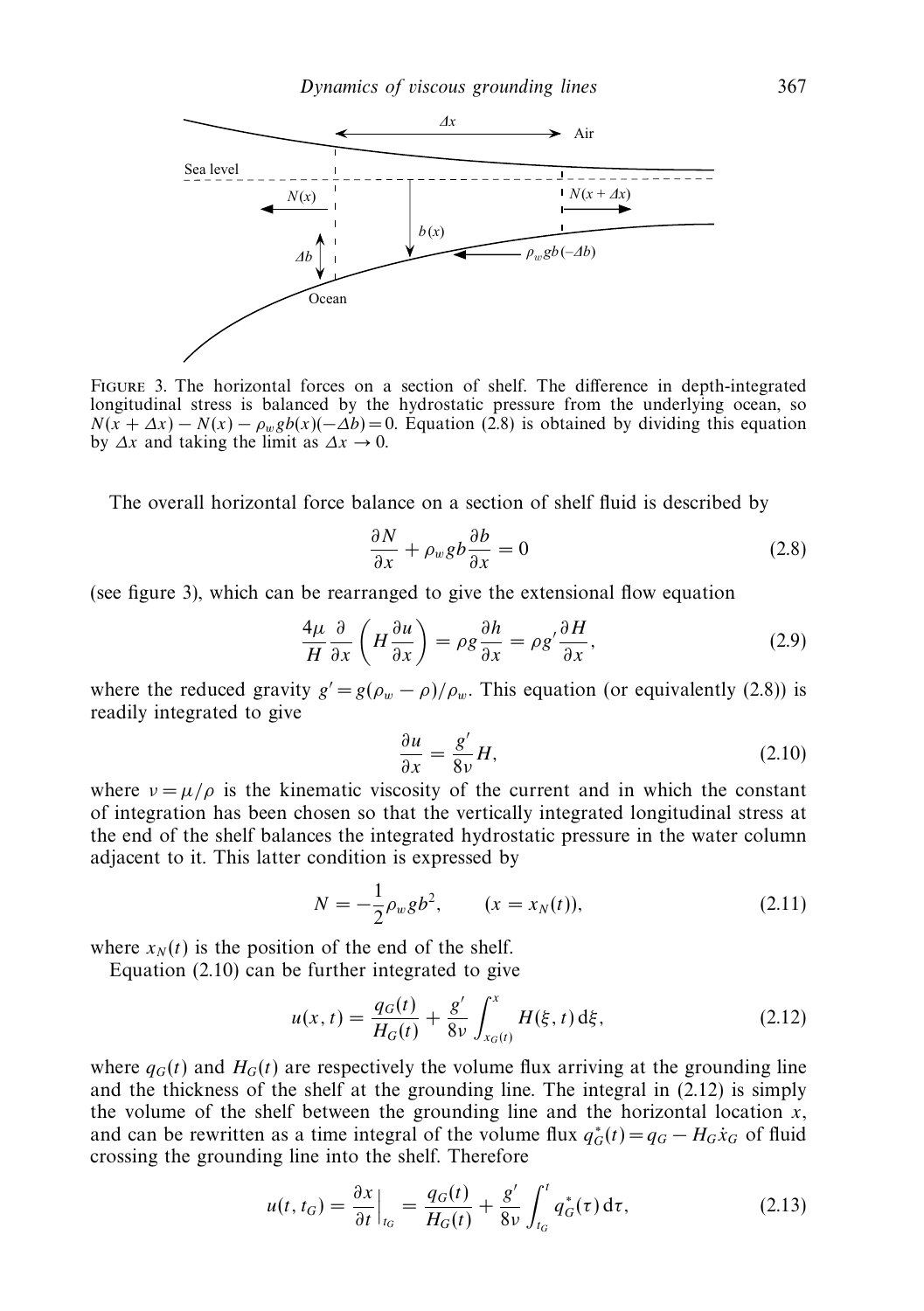FIGURE 3. The horizontal forces on a section of shelf. The difference in depth-integrated longitudinal stress is balanced by the hydrostatic pressure from the underlying ocean, so $N(x+\Delta x) - N(x) - \rho_w g b(x)(-\Delta b) = 0$. Equation (2.8) is obtained by dividing this equation by $\Delta x$ and taking the limit as $\Delta x \to 0$.

The overall horizontal force balance on a section of shelf fluid is described by

$$\frac{\partial N}{\partial x} + \rho_w g b \frac{\partial b}{\partial x} = 0 \tag{2.8}$$

(see figure 3), which can be rearranged to give the extensional flow equation

$$\frac{4\mu}{H}\frac{\partial}{\partial x}\left(H\frac{\partial u}{\partial x}\right) = \rho g \frac{\partial h}{\partial x} = \rho g' \frac{\partial H}{\partial x}, \tag{2.9}$$

where the reduced gravity $g' = g(\rho_w - \rho)/\rho_w$. This equation (or equivalently (2.8)) is readily integrated to give

$$\frac{\partial u}{\partial x} = \frac{g'}{8\nu} H, \tag{2.10}$$

where $\nu = \mu/\rho$ is the kinematic viscosity of the current and in which the constant of integration has been chosen so that the vertically integrated longitudinal stress at the end of the shelf balances the integrated hydrostatic pressure in the water column adjacent to it. This latter condition is expressed by

$$N = -\frac{1}{2}\rho_w g b^2, \qquad (x = x_N(t)), \tag{2.11}$$

where $x_N(t)$ is the position of the end of the shelf.

Equation (2.10) can be further integrated to give

$$u(x,t) = \frac{q_G(t)}{H_G(t)} + \frac{g'}{8\nu}\int_{x_G(t)}^{x} H(\xi,t)\,\mathrm{d}\xi, \tag{2.12}$$

where $q_G(t)$ and $H_G(t)$ are respectively the volume flux arriving at the grounding line and the thickness of the shelf at the grounding line. The integral in (2.12) is simply the volume of the shelf between the grounding line and the horizontal location $x$, and can be rewritten as a time integral of the volume flux $q_G^*(t) = q_G - H_G \dot{x}_G$ of fluid crossing the grounding line into the shelf. Therefore

$$u(t, t_G) = \left.\frac{\partial x}{\partial t}\right|_{t_G} = \frac{q_G(t)}{H_G(t)} + \frac{g'}{8\nu}\int_{t_G}^{t} q_G^*(\tau)\,\mathrm{d}\tau, \tag{2.13}$$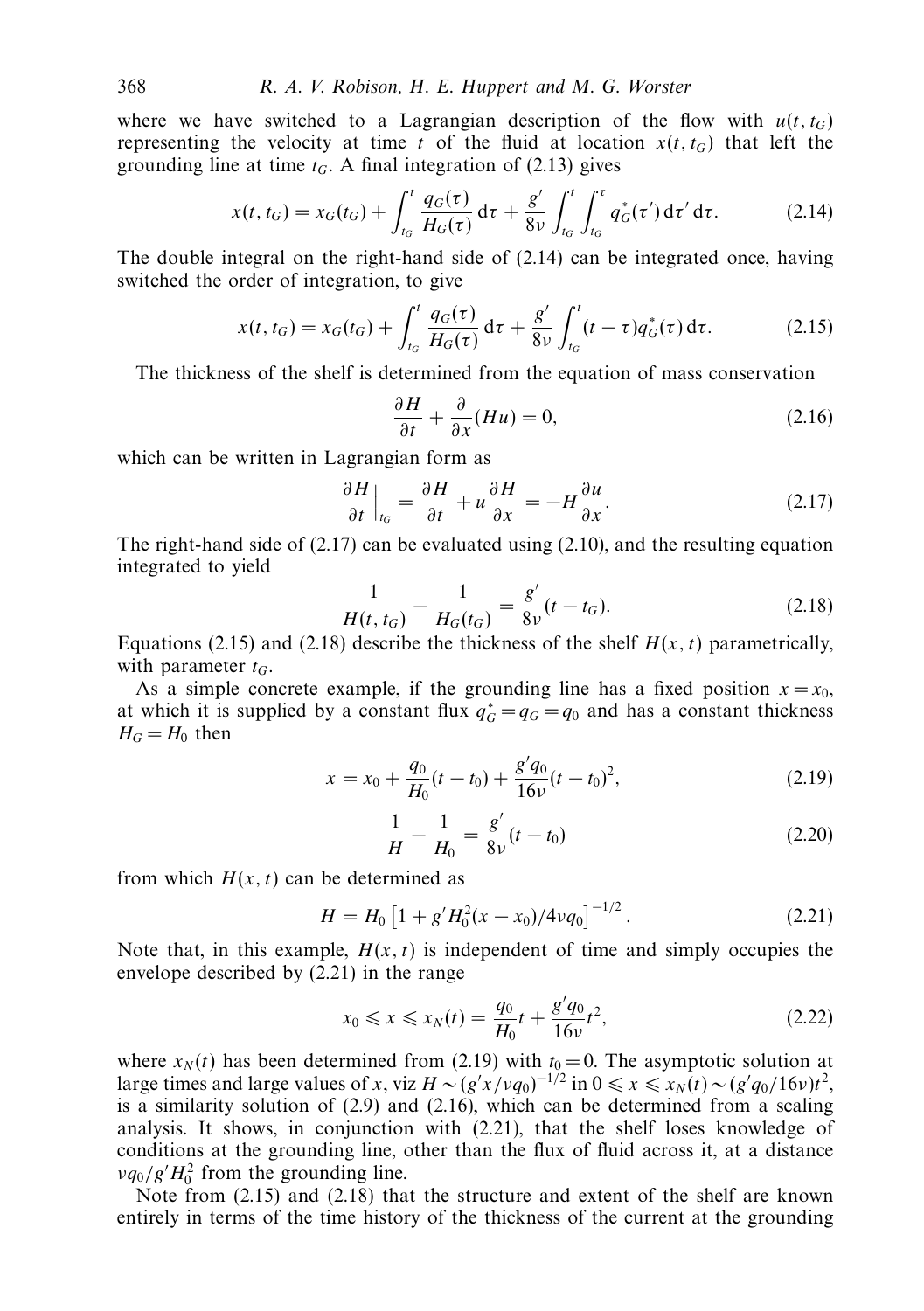where we have switched to a Lagrangian description of the flow with $u(t, t_G)$ representing the velocity at time $t$ of the fluid at location $x(t, t_G)$ that left the grounding line at time $t_G$. A final integration of (2.13) gives

$$x(t, t_G) = x_G(t_G) + \int_{t_G}^{t} \frac{q_G(\tau)}{H_G(\tau)}\,\mathrm{d}\tau + \frac{g'}{8\nu}\int_{t_G}^{t}\int_{t_G}^{\tau} q_G^*(\tau')\,\mathrm{d}\tau'\,\mathrm{d}\tau. \tag{2.14}$$

The double integral on the right-hand side of (2.14) can be integrated once, having switched the order of integration, to give

$$x(t, t_G) = x_G(t_G) + \int_{t_G}^{t} \frac{q_G(\tau)}{H_G(\tau)}\,\mathrm{d}\tau + \frac{g'}{8\nu}\int_{t_G}^{t} (t-\tau) q_G^*(\tau)\,\mathrm{d}\tau. \tag{2.15}$$

The thickness of the shelf is determined from the equation of mass conservation

$$\frac{\partial H}{\partial t} + \frac{\partial}{\partial x}(Hu) = 0, \tag{2.16}$$

which can be written in Lagrangian form as

$$\left.\frac{\partial H}{\partial t}\right|_{t_G} = \frac{\partial H}{\partial t} + u\frac{\partial H}{\partial x} = -H\frac{\partial u}{\partial x}. \tag{2.17}$$

The right-hand side of (2.17) can be evaluated using (2.10), and the resulting equation integrated to yield

$$\frac{1}{H(t, t_G)} - \frac{1}{H_G(t_G)} = \frac{g'}{8\nu}(t - t_G). \tag{2.18}$$

Equations (2.15) and (2.18) describe the thickness of the shelf $H(x, t)$ parametrically, with parameter $t_G$.

As a simple concrete example, if the grounding line has a fixed position $x = x_0$, at which it is supplied by a constant flux $q_G^* = q_G = q_0$ and has a constant thickness $H_G = H_0$ then

$$x = x_0 + \frac{q_0}{H_0}(t - t_0) + \frac{g' q_0}{16\nu}(t - t_0)^2, \tag{2.19}$$

$$\frac{1}{H} - \frac{1}{H_0} = \frac{g'}{8\nu}(t - t_0) \tag{2.20}$$

from which $H(x, t)$ can be determined as

$$H = H_0\left[1 + g' H_0^2 (x - x_0)/4\nu q_0\right]^{-1/2}. \tag{2.21}$$

Note that, in this example, $H(x, t)$ is independent of time and simply occupies the envelope described by (2.21) in the range

$$x_0 \leqslant x \leqslant x_N(t) = \frac{q_0}{H_0}t + \frac{g' q_0}{16\nu}t^2, \tag{2.22}$$

where $x_N(t)$ has been determined from (2.19) with $t_0 = 0$. The asymptotic solution at large times and large values of $x$, viz $H \sim (g'x/\nu q_0)^{-1/2}$ in $0 \leqslant x \leqslant x_N(t) \sim (g' q_0/16\nu)t^2$, is a similarity solution of (2.9) and (2.16), which can be determined from a scaling analysis. It shows, in conjunction with (2.21), that the shelf loses knowledge of conditions at the grounding line, other than the flux of fluid across it, at a distance $\nu q_0/g' H_0^2$ from the grounding line.

Note from (2.15) and (2.18) that the structure and extent of the shelf are known entirely in terms of the time history of the thickness of the current at the grounding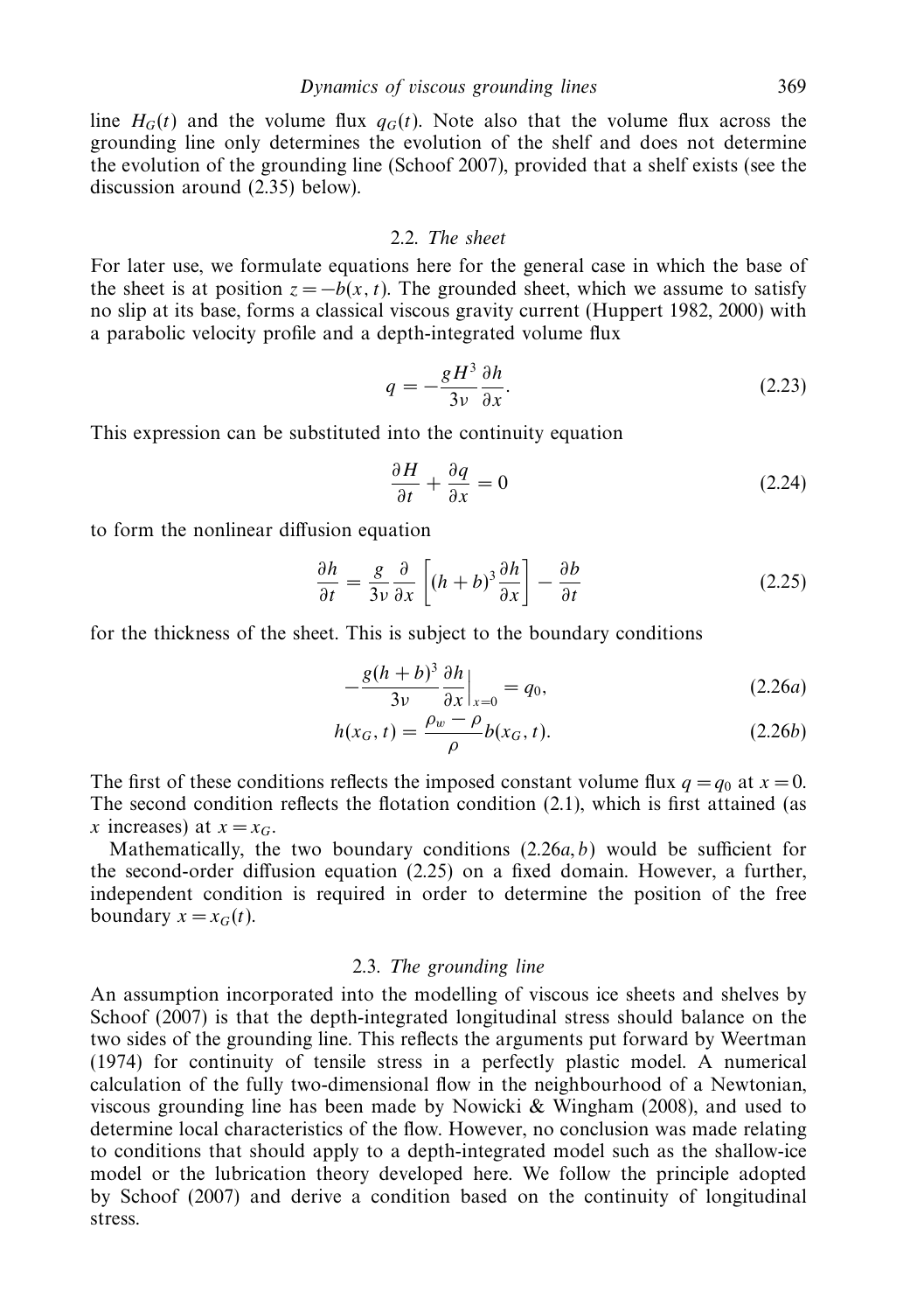line $H_G(t)$ and the volume flux $q_G(t)$. Note also that the volume flux across the grounding line only determines the evolution of the shelf and does not determine the evolution of the grounding line (Schoof 2007), provided that a shelf exists (see the discussion around (2.35) below).

### 2.2. *The sheet*

For later use, we formulate equations here for the general case in which the base of the sheet is at position $z = -b(x, t)$. The grounded sheet, which we assume to satisfy no slip at its base, forms a classical viscous gravity current (Huppert 1982, 2000) with a parabolic velocity profile and a depth-integrated volume flux

$$q = -\frac{gH^3}{3\nu}\frac{\partial h}{\partial x}. \tag{2.23}$$

This expression can be substituted into the continuity equation

$$\frac{\partial H}{\partial t} + \frac{\partial q}{\partial x} = 0 \tag{2.24}$$

to form the nonlinear diffusion equation

$$\frac{\partial h}{\partial t} = \frac{g}{3\nu}\frac{\partial}{\partial x}\left[(h+b)^3\frac{\partial h}{\partial x}\right] - \frac{\partial b}{\partial t} \tag{2.25}$$

for the thickness of the sheet. This is subject to the boundary conditions

$$-\frac{g(h+b)^3}{3\nu}\frac{\partial h}{\partial x}\bigg|_{x=0} = q_0, \tag{2.26a}$$

$$h(x_G, t) = \frac{\rho_w - \rho}{\rho} b(x_G, t). \tag{2.26b}$$

The first of these conditions reflects the imposed constant volume flux $q = q_0$ at $x = 0$. The second condition reflects the flotation condition (2.1), which is first attained (as $x$ increases) at $x = x_G$.

Mathematically, the two boundary conditions (2.26*a, b*) would be sufficient for the second-order diffusion equation (2.25) on a fixed domain. However, a further, independent condition is required in order to determine the position of the free boundary $x = x_G(t)$.

### 2.3. *The grounding line*

An assumption incorporated into the modelling of viscous ice sheets and shelves by Schoof (2007) is that the depth-integrated longitudinal stress should balance on the two sides of the grounding line. This reflects the arguments put forward by Weertman (1974) for continuity of tensile stress in a perfectly plastic model. A numerical calculation of the fully two-dimensional flow in the neighbourhood of a Newtonian, viscous grounding line has been made by Nowicki & Wingham (2008), and used to determine local characteristics of the flow. However, no conclusion was made relating to conditions that should apply to a depth-integrated model such as the shallow-ice model or the lubrication theory developed here. We follow the principle adopted by Schoof (2007) and derive a condition based on the continuity of longitudinal stress.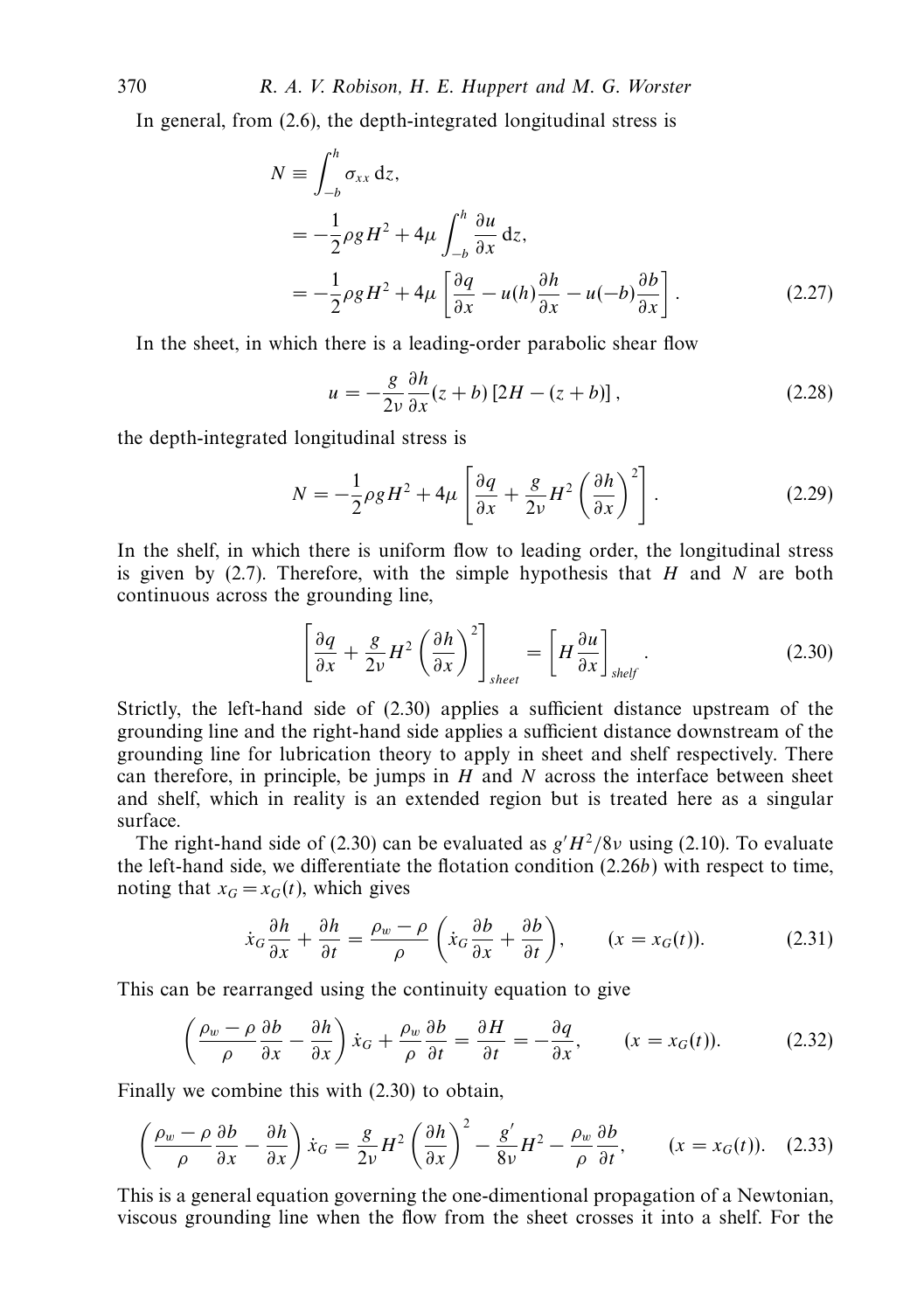In general, from (2.6), the depth-integrated longitudinal stress is

$$
\begin{aligned}
N &\equiv \int_{-b}^{h} \sigma_{xx}\,\mathrm{d}z, \\
&= -\frac{1}{2}\rho g H^2 + 4\mu \int_{-b}^{h} \frac{\partial u}{\partial x}\,\mathrm{d}z, \\
&= -\frac{1}{2}\rho g H^2 + 4\mu \left[ \frac{\partial q}{\partial x} - u(h)\frac{\partial h}{\partial x} - u(-b)\frac{\partial b}{\partial x} \right].
\end{aligned}
\tag{2.27}
$$

In the sheet, in which there is a leading-order parabolic shear flow

$$
u = -\frac{g}{2\nu}\frac{\partial h}{\partial x}(z+b)\left[2H - (z+b)\right],
\tag{2.28}
$$

the depth-integrated longitudinal stress is

$$
N = -\frac{1}{2}\rho g H^2 + 4\mu \left[ \frac{\partial q}{\partial x} + \frac{g}{2\nu} H^2 \left( \frac{\partial h}{\partial x} \right)^2 \right].
\tag{2.29}
$$

In the shelf, in which there is uniform flow to leading order, the longitudinal stress is given by (2.7). Therefore, with the simple hypothesis that $H$ and $N$ are both continuous across the grounding line,

$$
\left[ \frac{\partial q}{\partial x} + \frac{g}{2\nu} H^2 \left( \frac{\partial h}{\partial x} \right)^2 \right]_{sheet} = \left[ H \frac{\partial u}{\partial x} \right]_{shelf}.
\tag{2.30}
$$

Strictly, the left-hand side of (2.30) applies a sufficient distance upstream of the grounding line and the right-hand side applies a sufficient distance downstream of the grounding line for lubrication theory to apply in sheet and shelf respectively. There can therefore, in principle, be jumps in $H$ and $N$ across the interface between sheet and shelf, which in reality is an extended region but is treated here as a singular surface.

The right-hand side of (2.30) can be evaluated as $g'H^2/8\nu$ using (2.10). To evaluate the left-hand side, we differentiate the flotation condition (2.26*b*) with respect to time, noting that $x_G = x_G(t)$, which gives

$$
\dot{x}_G \frac{\partial h}{\partial x} + \frac{\partial h}{\partial t} = \frac{\rho_w - \rho}{\rho} \left( \dot{x}_G \frac{\partial b}{\partial x} + \frac{\partial b}{\partial t} \right), \qquad (x = x_G(t)).
\tag{2.31}
$$

This can be rearranged using the continuity equation to give

$$
\left( \frac{\rho_w - \rho}{\rho} \frac{\partial b}{\partial x} - \frac{\partial h}{\partial x} \right) \dot{x}_G + \frac{\rho_w}{\rho} \frac{\partial b}{\partial t} = \frac{\partial H}{\partial t} = -\frac{\partial q}{\partial x}, \qquad (x = x_G(t)).
\tag{2.32}
$$

Finally we combine this with (2.30) to obtain,

$$
\left( \frac{\rho_w - \rho}{\rho} \frac{\partial b}{\partial x} - \frac{\partial h}{\partial x} \right) \dot{x}_G = \frac{g}{2\nu} H^2 \left( \frac{\partial h}{\partial x} \right)^2 - \frac{g'}{8\nu} H^2 - \frac{\rho_w}{\rho} \frac{\partial b}{\partial t}, \qquad (x = x_G(t)).
\tag{2.33}
$$

This is a general equation governing the one-dimentional propagation of a Newtonian, viscous grounding line when the flow from the sheet crosses it into a shelf. For the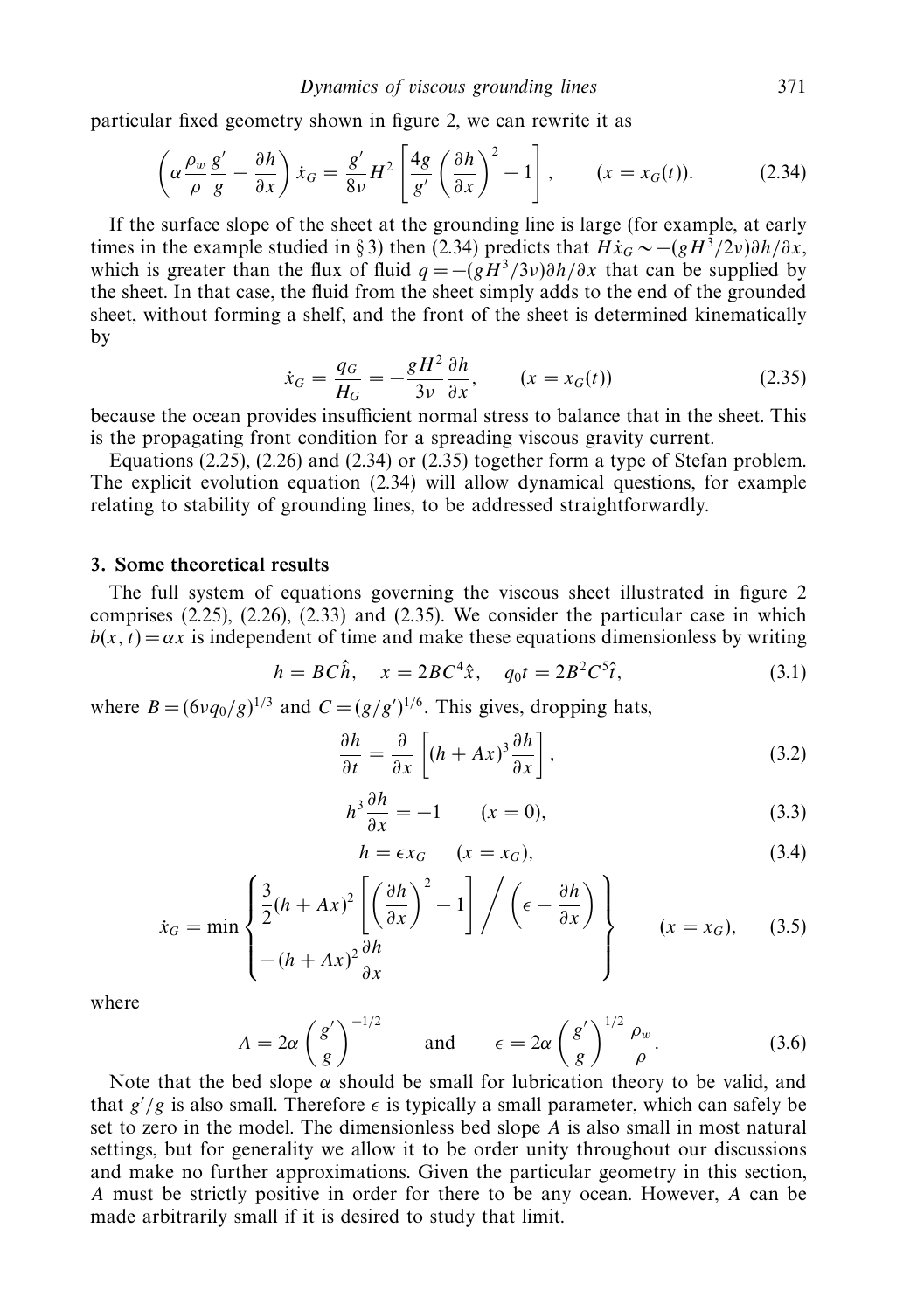particular fixed geometry shown in figure 2, we can rewrite it as

$$\left(\alpha \frac{\rho_w}{\rho} \frac{g'}{g} - \frac{\partial h}{\partial x}\right) \dot{x}_G = \frac{g'}{8\nu} H^2 \left[\frac{4g}{g'}\left(\frac{\partial h}{\partial x}\right)^2 - 1\right], \qquad (x = x_G(t)). \tag{2.34}$$

If the surface slope of the sheet at the grounding line is large (for example, at early times in the example studied in § 3) then (2.34) predicts that $H\dot{x}_G \sim -(gH^3/2\nu)\partial h/\partial x$, which is greater than the flux of fluid $q = -(gH^3/3\nu)\partial h/\partial x$ that can be supplied by the sheet. In that case, the fluid from the sheet simply adds to the end of the grounded sheet, without forming a shelf, and the front of the sheet is determined kinematically by

$$\dot{x}_G = \frac{q_G}{H_G} = -\frac{gH^2}{3\nu}\frac{\partial h}{\partial x}, \qquad (x = x_G(t)) \tag{2.35}$$

because the ocean provides insufficient normal stress to balance that in the sheet. This is the propagating front condition for a spreading viscous gravity current.

Equations (2.25), (2.26) and (2.34) or (2.35) together form a type of Stefan problem. The explicit evolution equation (2.34) will allow dynamical questions, for example relating to stability of grounding lines, to be addressed straightforwardly.

## 3. Some theoretical results

The full system of equations governing the viscous sheet illustrated in figure 2 comprises (2.25), (2.26), (2.33) and (2.35). We consider the particular case in which $b(x, t) = \alpha x$ is independent of time and make these equations dimensionless by writing

$$h = BC\hat{h}, \quad x = 2BC^4\hat{x}, \quad q_0 t = 2B^2C^5\hat{t}, \tag{3.1}$$

where $B = (6\nu q_0/g)^{1/3}$ and $C = (g/g')^{1/6}$. This gives, dropping hats,

$$\frac{\partial h}{\partial t} = \frac{\partial}{\partial x}\left[(h + Ax)^3 \frac{\partial h}{\partial x}\right], \tag{3.2}$$

$$h^3 \frac{\partial h}{\partial x} = -1 \qquad (x = 0), \tag{3.3}$$

$$h = \epsilon x_G \qquad (x = x_G), \tag{3.4}$$

$$\dot{x}_G = \min \left\{ \begin{array}{l} \dfrac{3}{2}(h + Ax)^2 \left[\left(\dfrac{\partial h}{\partial x}\right)^2 - 1\right] \Big/ \left(\epsilon - \dfrac{\partial h}{\partial x}\right) \\ -(h + Ax)^2 \dfrac{\partial h}{\partial x} \end{array} \right\} \qquad (x = x_G), \tag{3.5}$$

where

$$A = 2\alpha\left(\frac{g'}{g}\right)^{-1/2} \qquad \text{and} \qquad \epsilon = 2\alpha\left(\frac{g'}{g}\right)^{1/2}\frac{\rho_w}{\rho}. \tag{3.6}$$

Note that the bed slope $\alpha$ should be small for lubrication theory to be valid, and that $g'/g$ is also small. Therefore $\epsilon$ is typically a small parameter, which can safely be set to zero in the model. The dimensionless bed slope $A$ is also small in most natural settings, but for generality we allow it to be order unity throughout our discussions and make no further approximations. Given the particular geometry in this section, $A$ must be strictly positive in order for there to be any ocean. However, $A$ can be made arbitrarily small if it is desired to study that limit.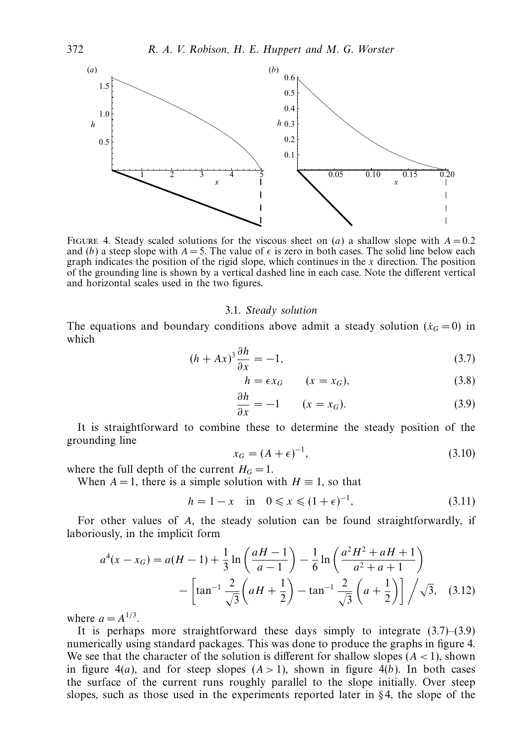FIGURE 4. Steady scaled solutions for the viscous sheet on (*a*) a shallow slope with $A = 0.2$ and (*b*) a steep slope with $A = 5$. The value of $\epsilon$ is zero in both cases. The solid line below each graph indicates the position of the rigid slope, which continues in the $x$ direction. The position of the grounding line is shown by a vertical dashed line in each case. Note the different vertical and horizontal scales used in the two figures.

### 3.1. *Steady solution*

The equations and boundary conditions above admit a steady solution ($\dot{x}_G = 0$) in which

$$(h + Ax)^3 \frac{\partial h}{\partial x} = -1, \tag{3.7}$$

$$h = \epsilon x_G \qquad (x = x_G), \tag{3.8}$$

$$\frac{\partial h}{\partial x} = -1 \qquad (x = x_G). \tag{3.9}$$

It is straightforward to combine these to determine the steady position of the grounding line

$$x_G = (A + \epsilon)^{-1}, \tag{3.10}$$

where the full depth of the current $H_G = 1$.

When $A = 1$, there is a simple solution with $H \equiv 1$, so that

$$h = 1 - x \quad \text{in} \quad 0 \leqslant x \leqslant (1 + \epsilon)^{-1}, \tag{3.11}$$

For other values of $A$, the steady solution can be found straightforwardly, if laboriously, in the implicit form

$$a^4(x - x_G) = a(H - 1) + \frac{1}{3}\ln\left(\frac{aH - 1}{a - 1}\right) - \frac{1}{6}\ln\left(\frac{a^2H^2 + aH + 1}{a^2 + a + 1}\right) - \left[\tan^{-1}\frac{2}{\sqrt{3}}\left(aH + \frac{1}{2}\right) - \tan^{-1}\frac{2}{\sqrt{3}}\left(a + \frac{1}{2}\right)\right] \bigg/ \sqrt{3}, \tag{3.12}$$

where $a = A^{1/3}$.

It is perhaps more straightforward these days simply to integrate (3.7)–(3.9) numerically using standard packages. This was done to produce the graphs in figure 4. We see that the character of the solution is different for shallow slopes ($A < 1$), shown in figure 4(*a*), and for steep slopes ($A > 1$), shown in figure 4(*b*). In both cases the surface of the current runs roughly parallel to the slope initially. Over steep slopes, such as those used in the experiments reported later in §4, the slope of the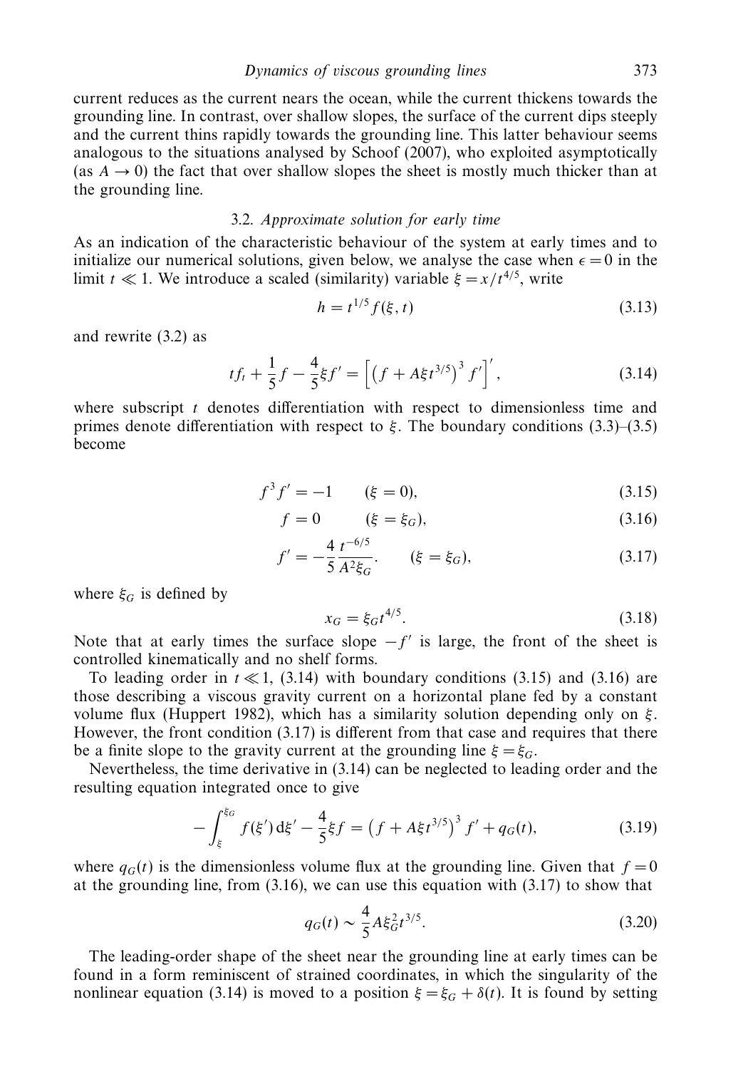current reduces as the current nears the ocean, while the current thickens towards the grounding line. In contrast, over shallow slopes, the surface of the current dips steeply and the current thins rapidly towards the grounding line. This latter behaviour seems analogous to the situations analysed by Schoof (2007), who exploited asymptotically (as $A \rightarrow 0$) the fact that over shallow slopes the sheet is mostly much thicker than at the grounding line.

### 3.2. *Approximate solution for early time*

As an indication of the characteristic behaviour of the system at early times and to initialize our numerical solutions, given below, we analyse the case when $\epsilon = 0$ in the limit $t \ll 1$. We introduce a scaled (similarity) variable $\xi = x/t^{4/5}$, write

$$h = t^{1/5} f(\xi, t) \tag{3.13}$$

and rewrite (3.2) as

$$t f_t + \frac{1}{5} f - \frac{4}{5} \xi f' = \left[ \left( f + A \xi t^{3/5} \right)^3 f' \right]', \tag{3.14}$$

where subscript $t$ denotes differentiation with respect to dimensionless time and primes denote differentiation with respect to $\xi$. The boundary conditions (3.3)–(3.5) become

$$f^3 f' = -1 \qquad (\xi = 0), \tag{3.15}$$

$$f = 0 \qquad (\xi = \xi_G), \tag{3.16}$$

$$f' = -\frac{4}{5} \frac{t^{-6/5}}{A^2 \xi_G}. \qquad (\xi = \xi_G), \tag{3.17}$$

where $\xi_G$ is defined by

$$x_G = \xi_G t^{4/5}. \tag{3.18}$$

Note that at early times the surface slope $-f'$ is large, the front of the sheet is controlled kinematically and no shelf forms.

To leading order in $t \ll 1$, (3.14) with boundary conditions (3.15) and (3.16) are those describing a viscous gravity current on a horizontal plane fed by a constant volume flux (Huppert 1982), which has a similarity solution depending only on $\xi$. However, the front condition (3.17) is different from that case and requires that there be a finite slope to the gravity current at the grounding line $\xi = \xi_G$.

Nevertheless, the time derivative in (3.14) can be neglected to leading order and the resulting equation integrated once to give

$$-\int_{\xi}^{\xi_G} f(\xi')\, \mathrm{d}\xi' - \frac{4}{5} \xi f = \left( f + A \xi t^{3/5} \right)^3 f' + q_G(t), \tag{3.19}$$

where $q_G(t)$ is the dimensionless volume flux at the grounding line. Given that $f = 0$ at the grounding line, from (3.16), we can use this equation with (3.17) to show that

$$q_G(t) \sim \frac{4}{5} A \xi_G^2 t^{3/5}. \tag{3.20}$$

The leading-order shape of the sheet near the grounding line at early times can be found in a form reminiscent of strained coordinates, in which the singularity of the nonlinear equation (3.14) is moved to a position $\xi = \xi_G + \delta(t)$. It is found by setting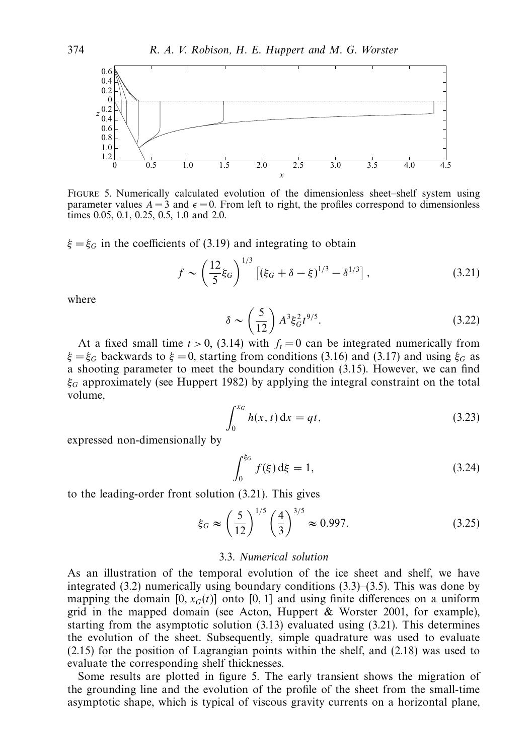FIGURE 5. Numerically calculated evolution of the dimensionless sheet–shelf system using parameter values $A = 3$ and $\epsilon = 0$. From left to right, the profiles correspond to dimensionless times 0.05, 0.1, 0.25, 0.5, 1.0 and 2.0.

$\xi = \xi_G$ in the coefficients of (3.19) and integrating to obtain

$$f \sim \left(\frac{12}{5}\xi_G\right)^{1/3} \left[(\xi_G + \delta - \xi)^{1/3} - \delta^{1/3}\right], \tag{3.21}$$

where

$$\delta \sim \left(\frac{5}{12}\right) A^3 \xi_G^2 t^{9/5}. \tag{3.22}$$

At a fixed small time $t > 0$, (3.14) with $f_t = 0$ can be integrated numerically from $\xi = \xi_G$ backwards to $\xi = 0$, starting from conditions (3.16) and (3.17) and using $\xi_G$ as a shooting parameter to meet the boundary condition (3.15). However, we can find $\xi_G$ approximately (see Huppert 1982) by applying the integral constraint on the total volume,

$$\int_0^{x_G} h(x, t)\, \mathrm{d}x = qt, \tag{3.23}$$

expressed non-dimensionally by

$$\int_0^{\xi_G} f(\xi)\, \mathrm{d}\xi = 1, \tag{3.24}$$

to the leading-order front solution (3.21). This gives

$$\xi_G \approx \left(\frac{5}{12}\right)^{1/5} \left(\frac{4}{3}\right)^{3/5} \approx 0.997. \tag{3.25}$$

### 3.3. *Numerical solution*

As an illustration of the temporal evolution of the ice sheet and shelf, we have integrated (3.2) numerically using boundary conditions (3.3)–(3.5). This was done by mapping the domain $[0, x_G(t)]$ onto $[0, 1]$ and using finite differences on a uniform grid in the mapped domain (see Acton, Huppert & Worster 2001, for example), starting from the asymptotic solution (3.13) evaluated using (3.21). This determines the evolution of the sheet. Subsequently, simple quadrature was used to evaluate (2.15) for the position of Lagrangian points within the shelf, and (2.18) was used to evaluate the corresponding shelf thicknesses.

Some results are plotted in figure 5. The early transient shows the migration of the grounding line and the evolution of the profile of the sheet from the small-time asymptotic shape, which is typical of viscous gravity currents on a horizontal plane,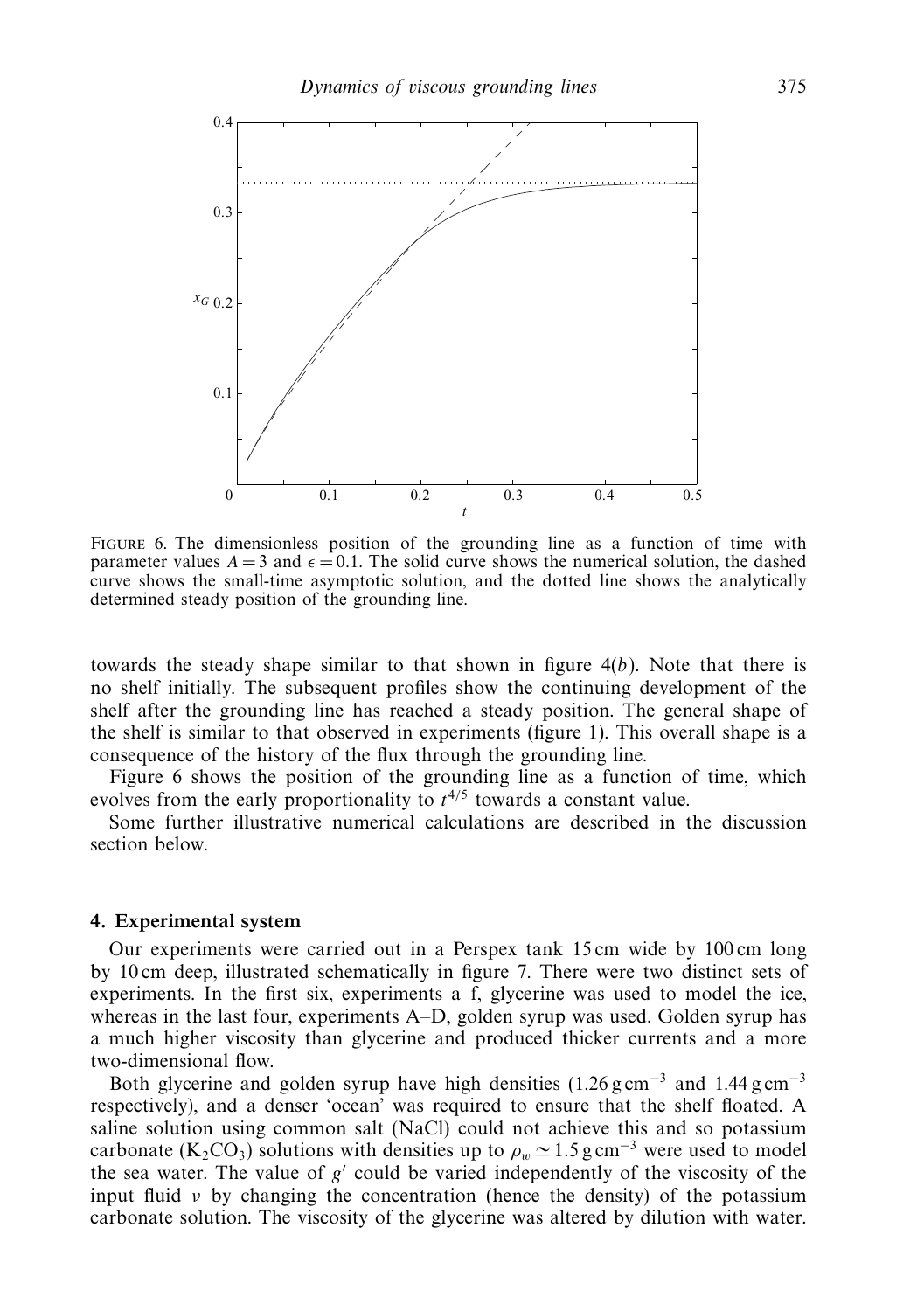FIGURE 6. The dimensionless position of the grounding line as a function of time with parameter values $A = 3$ and $\epsilon = 0.1$. The solid curve shows the numerical solution, the dashed curve shows the small-time asymptotic solution, and the dotted line shows the analytically determined steady position of the grounding line.

towards the steady shape similar to that shown in figure 4(*b*). Note that there is no shelf initially. The subsequent profiles show the continuing development of the shelf after the grounding line has reached a steady position. The general shape of the shelf is similar to that observed in experiments (figure 1). This overall shape is a consequence of the history of the flux through the grounding line.

Figure 6 shows the position of the grounding line as a function of time, which evolves from the early proportionality to $t^{4/5}$ towards a constant value.

Some further illustrative numerical calculations are described in the discussion section below.

## 4. Experimental system

Our experiments were carried out in a Perspex tank 15 cm wide by 100 cm long by 10 cm deep, illustrated schematically in figure 7. There were two distinct sets of experiments. In the first six, experiments a–f, glycerine was used to model the ice, whereas in the last four, experiments A–D, golden syrup was used. Golden syrup has a much higher viscosity than glycerine and produced thicker currents and a more two-dimensional flow.

Both glycerine and golden syrup have high densities ($1.26\,\mathrm{g\,cm^{-3}}$ and $1.44\,\mathrm{g\,cm^{-3}}$ respectively), and a denser 'ocean' was required to ensure that the shelf floated. A saline solution using common salt (NaCl) could not achieve this and so potassium carbonate ($K_2CO_3$) solutions with densities up to $\rho_w \simeq 1.5\,\mathrm{g\,cm^{-3}}$ were used to model the sea water. The value of $g'$ could be varied independently of the viscosity of the input fluid $\nu$ by changing the concentration (hence the density) of the potassium carbonate solution. The viscosity of the glycerine was altered by dilution with water.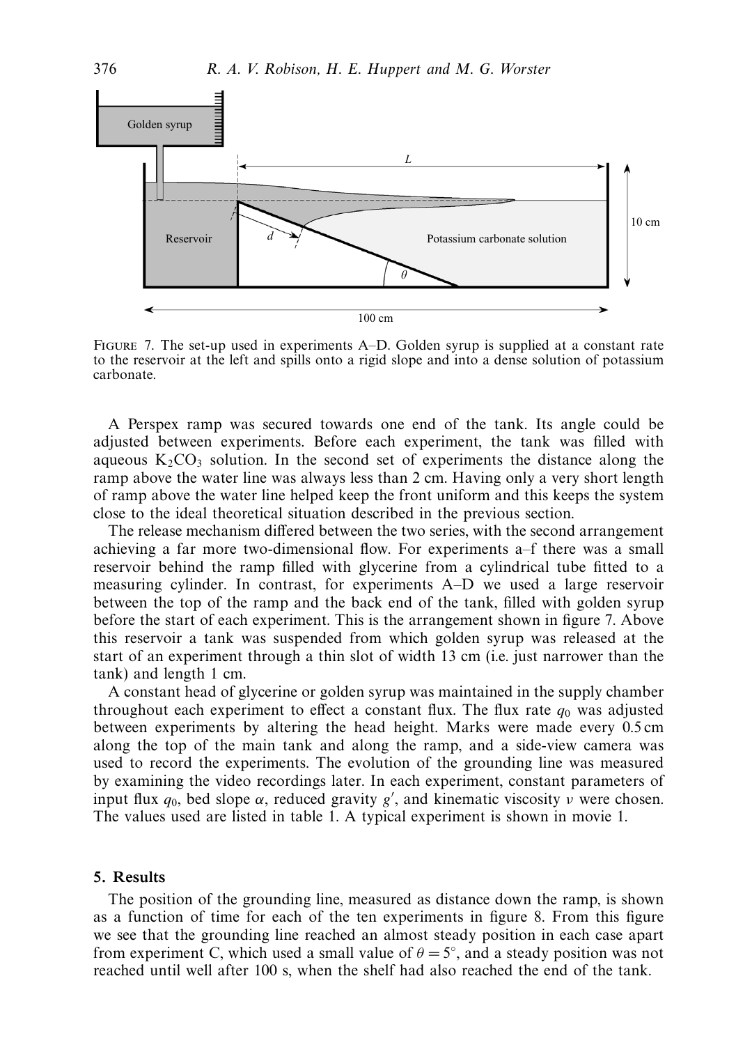FIGURE 7. The set-up used in experiments A–D. Golden syrup is supplied at a constant rate to the reservoir at the left and spills onto a rigid slope and into a dense solution of potassium carbonate.

A Perspex ramp was secured towards one end of the tank. Its angle could be adjusted between experiments. Before each experiment, the tank was filled with aqueous $K_2CO_3$ solution. In the second set of experiments the distance along the ramp above the water line was always less than 2 cm. Having only a very short length of ramp above the water line helped keep the front uniform and this keeps the system close to the ideal theoretical situation described in the previous section.

The release mechanism differed between the two series, with the second arrangement achieving a far more two-dimensional flow. For experiments a–f there was a small reservoir behind the ramp filled with glycerine from a cylindrical tube fitted to a measuring cylinder. In contrast, for experiments A–D we used a large reservoir between the top of the ramp and the back end of the tank, filled with golden syrup before the start of each experiment. This is the arrangement shown in figure 7. Above this reservoir a tank was suspended from which golden syrup was released at the start of an experiment through a thin slot of width 13 cm (i.e. just narrower than the tank) and length 1 cm.

A constant head of glycerine or golden syrup was maintained in the supply chamber throughout each experiment to effect a constant flux. The flux rate $q_0$ was adjusted between experiments by altering the head height. Marks were made every 0.5 cm along the top of the main tank and along the ramp, and a side-view camera was used to record the experiments. The evolution of the grounding line was measured by examining the video recordings later. In each experiment, constant parameters of input flux $q_0$, bed slope $\alpha$, reduced gravity $g'$, and kinematic viscosity $\nu$ were chosen. The values used are listed in table 1. A typical experiment is shown in movie 1.

## 5. Results

The position of the grounding line, measured as distance down the ramp, is shown as a function of time for each of the ten experiments in figure 8. From this figure we see that the grounding line reached an almost steady position in each case apart from experiment C, which used a small value of $\theta = 5^\circ$, and a steady position was not reached until well after 100 s, when the shelf had also reached the end of the tank.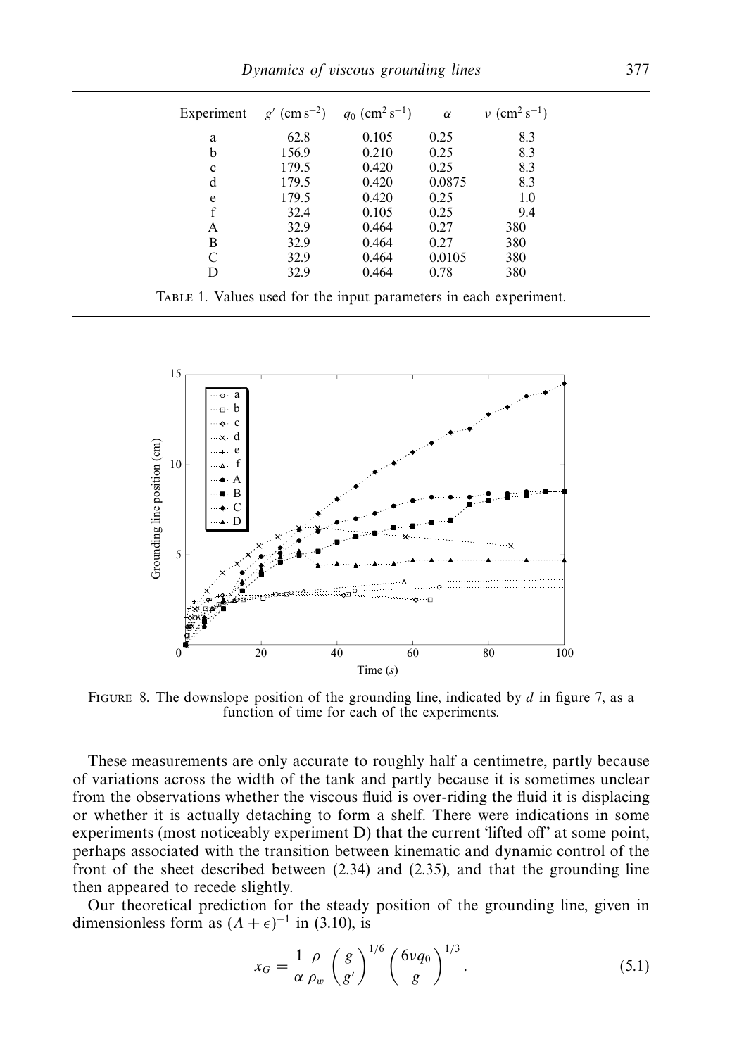| Experiment | $g'$ (cm s$^{-2}$) | $q_0$ (cm$^2$ s$^{-1}$) | $\alpha$ | $\nu$ (cm$^2$ s$^{-1}$) |
|---|---|---|---|---|
| a | 62.8 | 0.105 | 0.25 | 8.3 |
| b | 156.9 | 0.210 | 0.25 | 8.3 |
| c | 179.5 | 0.420 | 0.25 | 8.3 |
| d | 179.5 | 0.420 | 0.0875 | 8.3 |
| e | 179.5 | 0.420 | 0.25 | 1.0 |
| f | 32.4 | 0.105 | 0.25 | 9.4 |
| A | 32.9 | 0.464 | 0.27 | 380 |
| B | 32.9 | 0.464 | 0.27 | 380 |
| C | 32.9 | 0.464 | 0.0105 | 380 |
| D | 32.9 | 0.464 | 0.78 | 380 |

TABLE 1. Values used for the input parameters in each experiment.

FIGURE 8. The downslope position of the grounding line, indicated by $d$ in figure 7, as a function of time for each of the experiments.

These measurements are only accurate to roughly half a centimetre, partly because of variations across the width of the tank and partly because it is sometimes unclear from the observations whether the viscous fluid is over-riding the fluid it is displacing or whether it is actually detaching to form a shelf. There were indications in some experiments (most noticeably experiment D) that the current 'lifted off' at some point, perhaps associated with the transition between kinematic and dynamic control of the front of the sheet described between (2.34) and (2.35), and that the grounding line then appeared to recede slightly.

Our theoretical prediction for the steady position of the grounding line, given in dimensionless form as $(A + \epsilon)^{-1}$ in (3.10), is

$$x_G = \frac{1}{\alpha} \frac{\rho}{\rho_w} \left( \frac{g}{g'} \right)^{1/6} \left( \frac{6 \nu q_0}{g} \right)^{1/3}. \tag{5.1}$$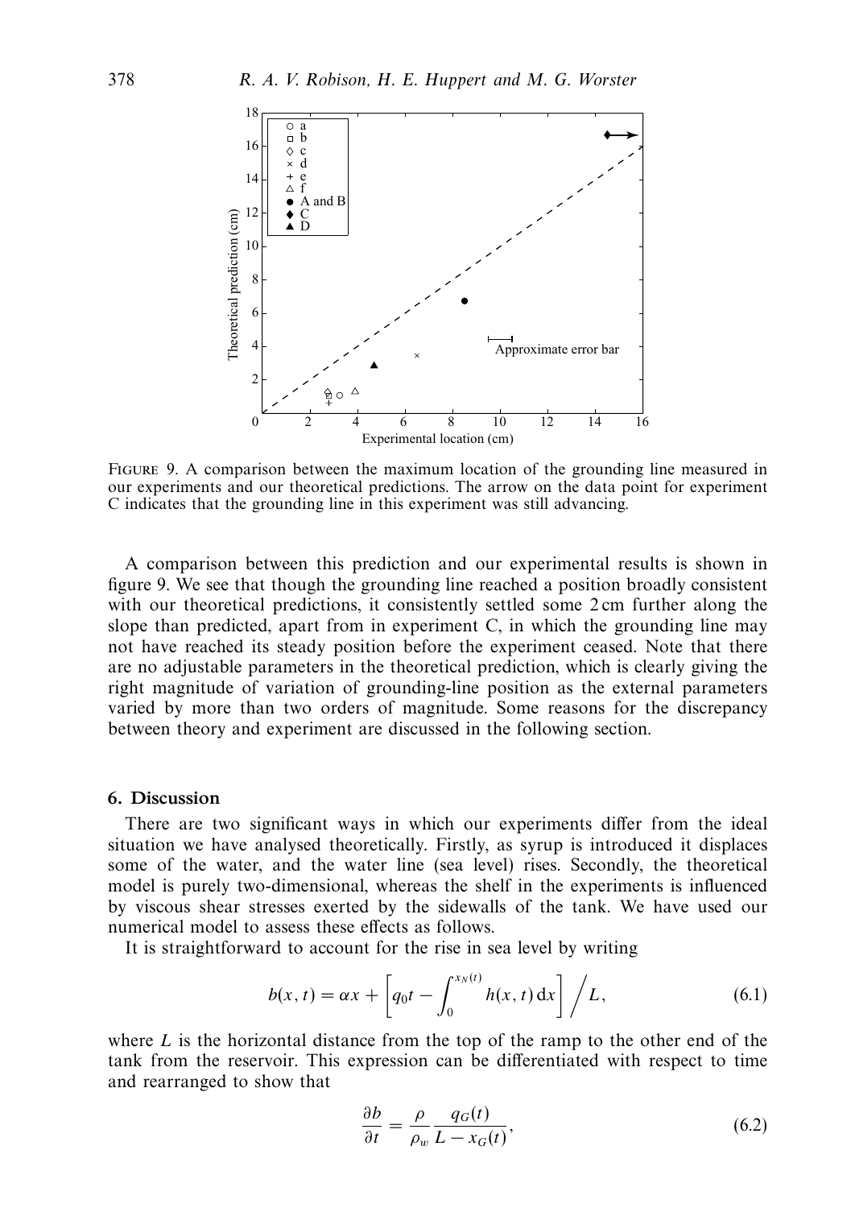FIGURE 9. A comparison between the maximum location of the grounding line measured in our experiments and our theoretical predictions. The arrow on the data point for experiment C indicates that the grounding line in this experiment was still advancing.

A comparison between this prediction and our experimental results is shown in figure 9. We see that though the grounding line reached a position broadly consistent with our theoretical predictions, it consistently settled some 2 cm further along the slope than predicted, apart from in experiment C, in which the grounding line may not have reached its steady position before the experiment ceased. Note that there are no adjustable parameters in the theoretical prediction, which is clearly giving the right magnitude of variation of grounding-line position as the external parameters varied by more than two orders of magnitude. Some reasons for the discrepancy between theory and experiment are discussed in the following section.

## 6. Discussion

There are two significant ways in which our experiments differ from the ideal situation we have analysed theoretically. Firstly, as syrup is introduced it displaces some of the water, and the water line (sea level) rises. Secondly, the theoretical model is purely two-dimensional, whereas the shelf in the experiments is influenced by viscous shear stresses exerted by the sidewalls of the tank. We have used our numerical model to assess these effects as follows.

It is straightforward to account for the rise in sea level by writing

$$b(x,t) = \alpha x + \left[ q_0 t - \int_0^{x_N(t)} h(x,t)\,\mathrm{d}x \right] \Big/ L, \tag{6.1}$$

where $L$ is the horizontal distance from the top of the ramp to the other end of the tank from the reservoir. This expression can be differentiated with respect to time and rearranged to show that

$$\frac{\partial b}{\partial t} = \frac{\rho}{\rho_w} \frac{q_G(t)}{L - x_G(t)}, \tag{6.2}$$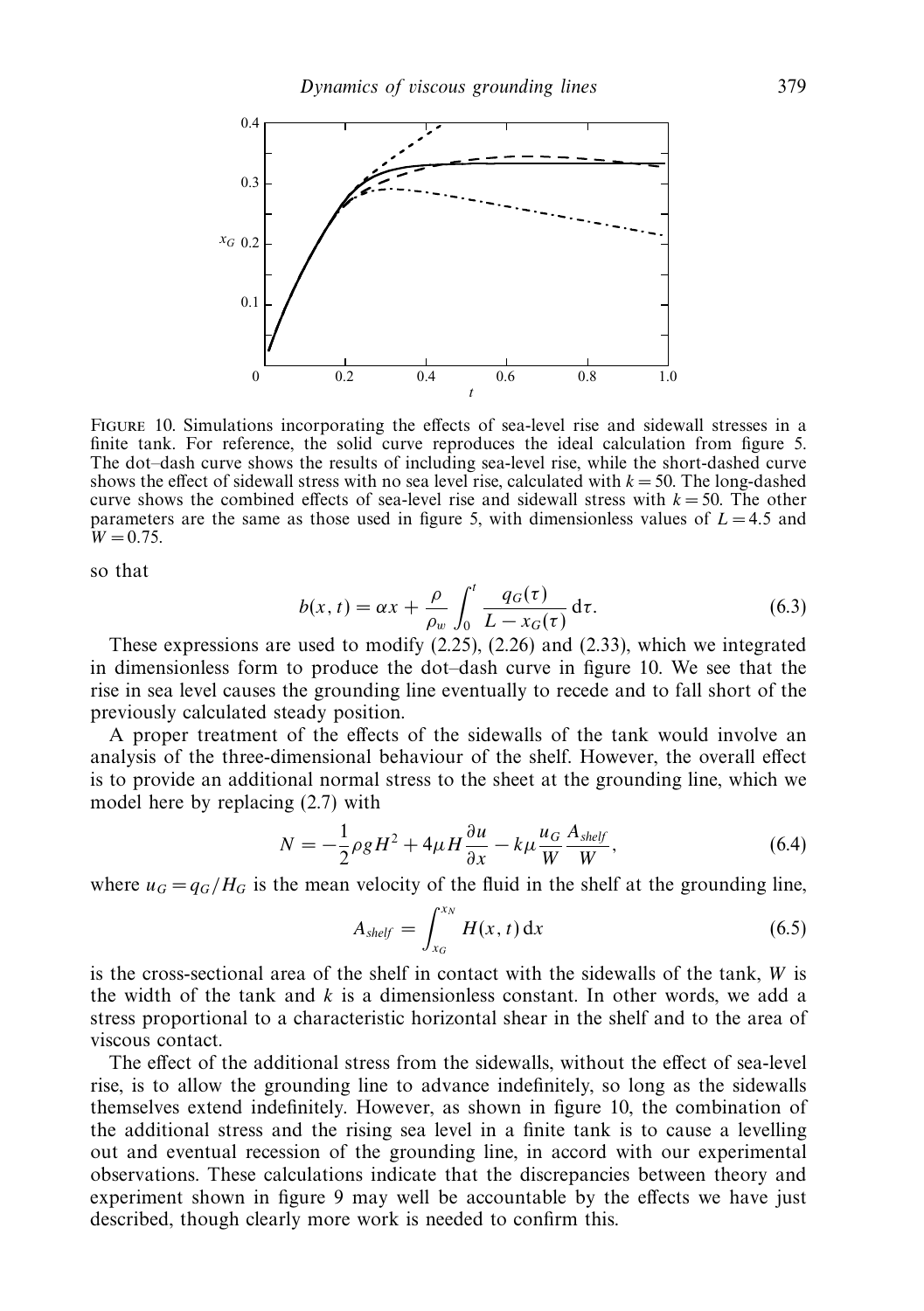Figure 10. Simulations incorporating the effects of sea-level rise and sidewall stresses in a finite tank. For reference, the solid curve reproduces the ideal calculation from figure 5. The dot–dash curve shows the results of including sea-level rise, while the short-dashed curve shows the effect of sidewall stress with no sea level rise, calculated with $k = 50$. The long-dashed curve shows the combined effects of sea-level rise and sidewall stress with $k = 50$. The other parameters are the same as those used in figure 5, with dimensionless values of $L = 4.5$ and $W = 0.75$.

so that

$$b(x, t) = \alpha x + \frac{\rho}{\rho_w} \int_0^t \frac{q_G(\tau)}{L - x_G(\tau)} \, \mathrm{d}\tau. \tag{6.3}$$

These expressions are used to modify (2.25), (2.26) and (2.33), which we integrated in dimensionless form to produce the dot–dash curve in figure 10. We see that the rise in sea level causes the grounding line eventually to recede and to fall short of the previously calculated steady position.

A proper treatment of the effects of the sidewalls of the tank would involve an analysis of the three-dimensional behaviour of the shelf. However, the overall effect is to provide an additional normal stress to the sheet at the grounding line, which we model here by replacing (2.7) with

$$N = -\frac{1}{2}\rho g H^2 + 4\mu H \frac{\partial u}{\partial x} - k\mu \frac{u_G}{W} \frac{A_{shelf}}{W}, \tag{6.4}$$

where $u_G = q_G/H_G$ is the mean velocity of the fluid in the shelf at the grounding line,

$$A_{shelf} = \int_{x_G}^{x_N} H(x, t) \, \mathrm{d}x \tag{6.5}$$

is the cross-sectional area of the shelf in contact with the sidewalls of the tank, $W$ is the width of the tank and $k$ is a dimensionless constant. In other words, we add a stress proportional to a characteristic horizontal shear in the shelf and to the area of viscous contact.

The effect of the additional stress from the sidewalls, without the effect of sea-level rise, is to allow the grounding line to advance indefinitely, so long as the sidewalls themselves extend indefinitely. However, as shown in figure 10, the combination of the additional stress and the rising sea level in a finite tank is to cause a levelling out and eventual recession of the grounding line, in accord with our experimental observations. These calculations indicate that the discrepancies between theory and experiment shown in figure 9 may well be accountable by the effects we have just described, though clearly more work is needed to confirm this.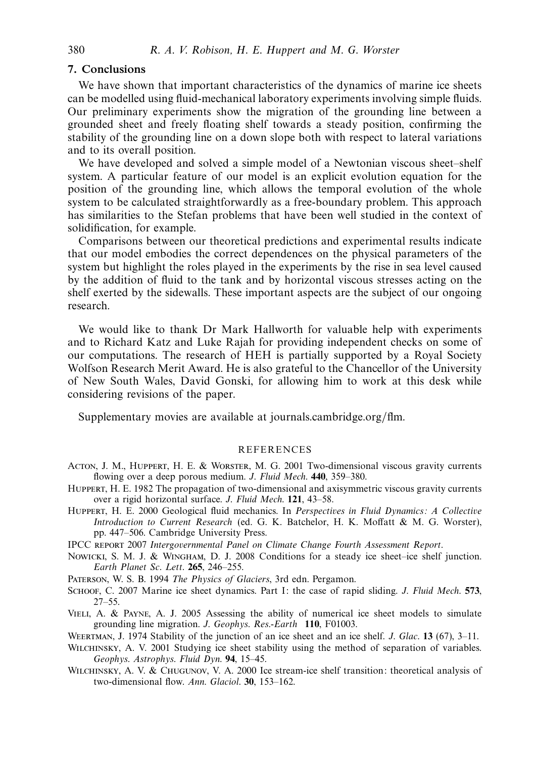## 7. Conclusions

We have shown that important characteristics of the dynamics of marine ice sheets can be modelled using fluid-mechanical laboratory experiments involving simple fluids. Our preliminary experiments show the migration of the grounding line between a grounded sheet and freely floating shelf towards a steady position, confirming the stability of the grounding line on a down slope both with respect to lateral variations and to its overall position.

We have developed and solved a simple model of a Newtonian viscous sheet–shelf system. A particular feature of our model is an explicit evolution equation for the position of the grounding line, which allows the temporal evolution of the whole system to be calculated straightforwardly as a free-boundary problem. This approach has similarities to the Stefan problems that have been well studied in the context of solidification, for example.

Comparisons between our theoretical predictions and experimental results indicate that our model embodies the correct dependences on the physical parameters of the system but highlight the roles played in the experiments by the rise in sea level caused by the addition of fluid to the tank and by horizontal viscous stresses acting on the shelf exerted by the sidewalls. These important aspects are the subject of our ongoing research.

We would like to thank Dr Mark Hallworth for valuable help with experiments and to Richard Katz and Luke Rajah for providing independent checks on some of our computations. The research of HEH is partially supported by a Royal Society Wolfson Research Merit Award. He is also grateful to the Chancellor of the University of New South Wales, David Gonski, for allowing him to work at this desk while considering revisions of the paper.

Supplementary movies are available at journals.cambridge.org/flm.

## REFERENCES

Acton, J. M., Huppert, H. E. & Worster, M. G. 2001 Two-dimensional viscous gravity currents flowing over a deep porous medium. *J. Fluid Mech.* **440**, 359–380.

Huppert, H. E. 1982 The propagation of two-dimensional and axisymmetric viscous gravity currents over a rigid horizontal surface. *J. Fluid Mech.* **121**, 43–58.

Huppert, H. E. 2000 Geological fluid mechanics. In *Perspectives in Fluid Dynamics: A Collective Introduction to Current Research* (ed. G. K. Batchelor, H. K. Moffatt & M. G. Worster), pp. 447–506. Cambridge University Press.

IPCC report 2007 *Intergovernmental Panel on Climate Change Fourth Assessment Report*.

Nowicki, S. M. J. & Wingham, D. J. 2008 Conditions for a steady ice sheet–ice shelf junction. *Earth Planet Sc. Lett.* **265**, 246–255.

Paterson, W. S. B. 1994 *The Physics of Glaciers*, 3rd edn. Pergamon.

Schoof, C. 2007 Marine ice sheet dynamics. Part I: the case of rapid sliding. *J. Fluid Mech.* **573**, 27–55.

Vieli, A. & Payne, A. J. 2005 Assessing the ability of numerical ice sheet models to simulate grounding line migration. *J. Geophys. Res.-Earth* **110**, F01003.

Weertman, J. 1974 Stability of the junction of an ice sheet and an ice shelf. *J. Glac.* **13** (67), 3–11.

Wilchinsky, A. V. 2001 Studying ice sheet stability using the method of separation of variables. *Geophys. Astrophys. Fluid Dyn.* **94**, 15–45.

Wilchinsky, A. V. & Chugunov, V. A. 2000 Ice stream-ice shelf transition: theoretical analysis of two-dimensional flow. *Ann. Glaciol.* **30**, 153–162.